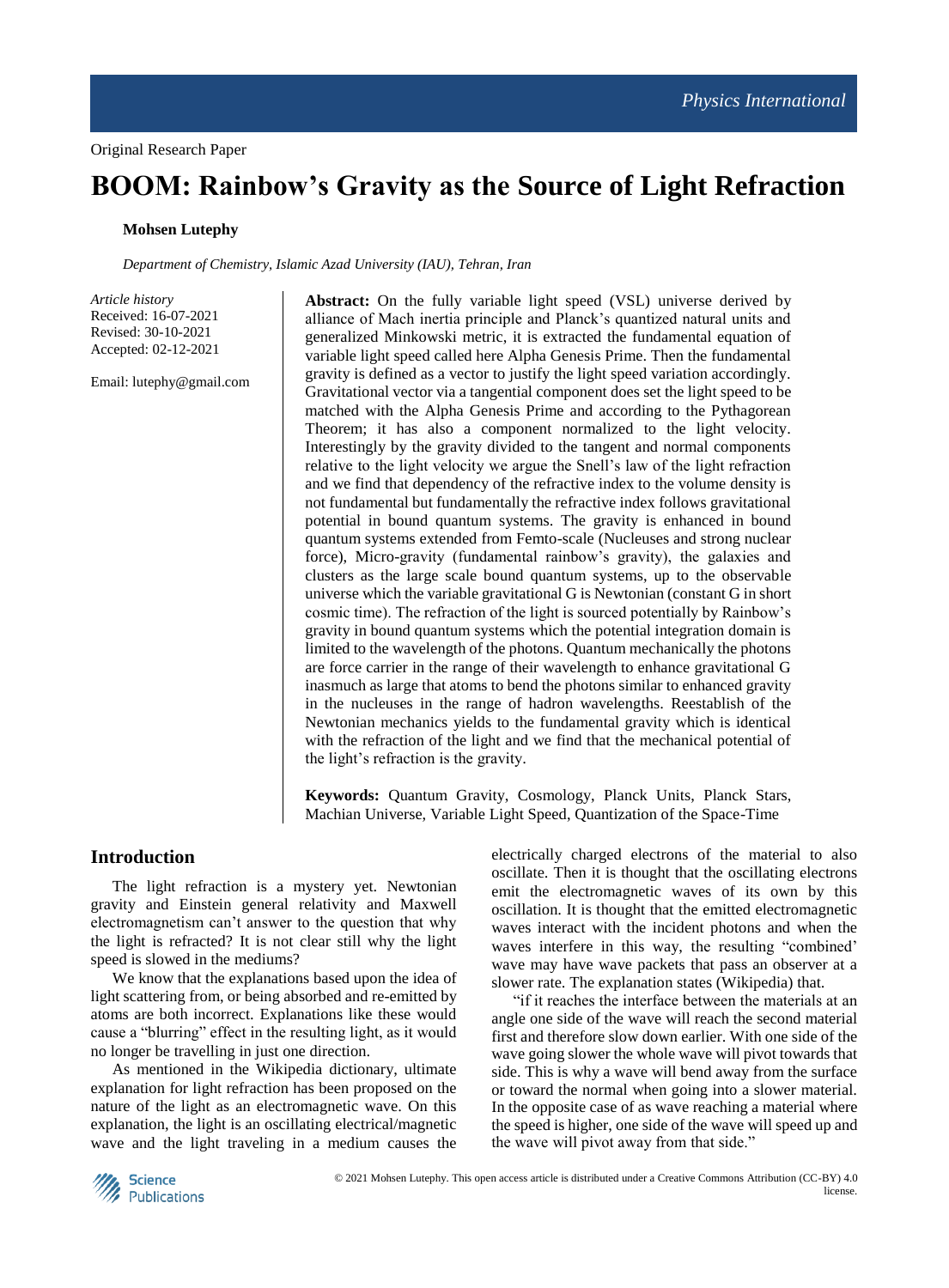Original Research Paper

# BOOM: Rainbow's Gravity as the Source of Light Refraction

**Mohsen Lutephy**

*Department of Chemistry, Islamic Azad University (IAU), Tehran, Iran*

*Article history*
Received: 16-07-2021
Revised: 30-10-2021
Accepted: 02-12-2021

Email: lutephy@gmail.com

**Abstract:** On the fully variable light speed (VSL) universe derived by alliance of Mach inertia principle and Planck's quantized natural units and generalized Minkowski metric, it is extracted the fundamental equation of variable light speed called here Alpha Genesis Prime. Then the fundamental gravity is defined as a vector to justify the light speed variation accordingly. Gravitational vector via a tangential component does set the light speed to be matched with the Alpha Genesis Prime and according to the Pythagorean Theorem; it has also a component normalized to the light velocity. Interestingly by the gravity divided to the tangent and normal components relative to the light velocity we argue the Snell's law of the light refraction and we find that dependency of the refractive index to the volume density is not fundamental but fundamentally the refractive index follows gravitational potential in bound quantum systems. The gravity is enhanced in bound quantum systems extended from Femto-scale (Nucleuses and strong nuclear force), Micro-gravity (fundamental rainbow's gravity), the galaxies and clusters as the large scale bound quantum systems, up to the observable universe which the variable gravitational G is Newtonian (constant G in short cosmic time). The refraction of the light is sourced potentially by Rainbow's gravity in bound quantum systems which the potential integration domain is limited to the wavelength of the photons. Quantum mechanically the photons are force carrier in the range of their wavelength to enhance gravitational G inasmuch as large that atoms to bend the photons similar to enhanced gravity in the nucleuses in the range of hadron wavelengths. Reestablish of the Newtonian mechanics yields to the fundamental gravity which is identical with the refraction of the light and we find that the mechanical potential of the light's refraction is the gravity.

**Keywords:** Quantum Gravity, Cosmology, Planck Units, Planck Stars, Machian Universe, Variable Light Speed, Quantization of the Space-Time

## Introduction

The light refraction is a mystery yet. Newtonian gravity and Einstein general relativity and Maxwell electromagnetism can't answer to the question that why the light is refracted? It is not clear still why the light speed is slowed in the mediums?

We know that the explanations based upon the idea of light scattering from, or being absorbed and re-emitted by atoms are both incorrect. Explanations like these would cause a "blurring" effect in the resulting light, as it would no longer be travelling in just one direction.

As mentioned in the Wikipedia dictionary, ultimate explanation for light refraction has been proposed on the nature of the light as an electromagnetic wave. On this explanation, the light is an oscillating electrical/magnetic wave and the light traveling in a medium causes the electrically charged electrons of the material to also oscillate. Then it is thought that the oscillating electrons emit the electromagnetic waves of its own by this oscillation. It is thought that the emitted electromagnetic waves interact with the incident photons and when the waves interfere in this way, the resulting "combined" wave may have wave packets that pass an observer at a slower rate. The explanation states (Wikipedia) that.

"if it reaches the interface between the materials at an angle one side of the wave will reach the second material first and therefore slow down earlier. With one side of the wave going slower the whole wave will pivot towards that side. This is why a wave will bend away from the surface or toward the normal when going into a slower material. In the opposite case of as wave reaching a material where the speed is higher, one side of the wave will speed up and the wave will pivot away from that side."

© 2021 Mohsen Lutephy. This open access article is distributed under a Creative Commons Attribution (CC-BY) 4.0 license.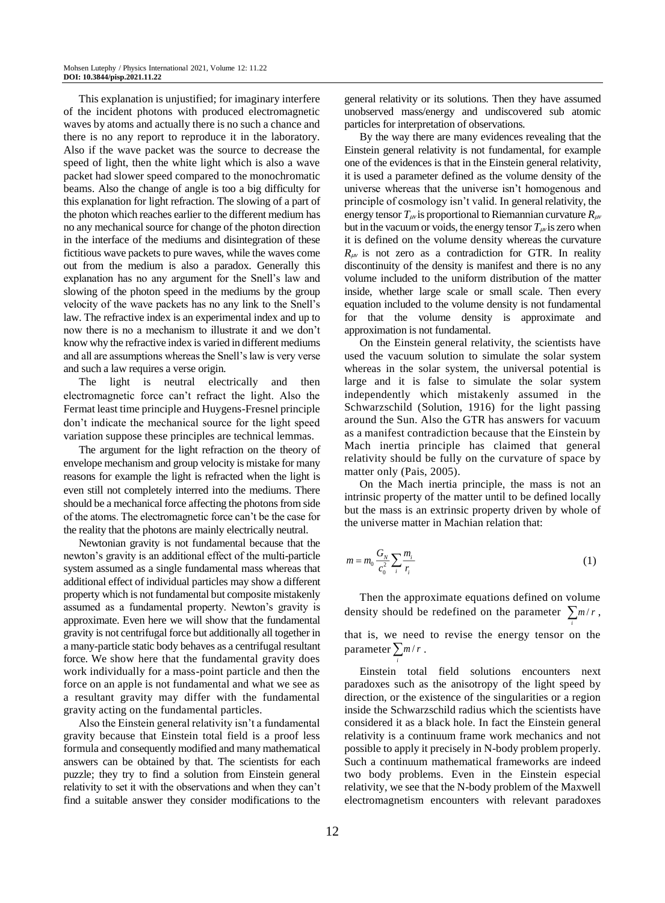This explanation is unjustified; for imaginary interfere of the incident photons with produced electromagnetic waves by atoms and actually there is no such a chance and there is no any report to reproduce it in the laboratory. Also if the wave packet was the source to decrease the speed of light, then the white light which is also a wave packet had slower speed compared to the monochromatic beams. Also the change of angle is too a big difficulty for this explanation for light refraction. The slowing of a part of the photon which reaches earlier to the different medium has no any mechanical source for change of the photon direction in the interface of the mediums and disintegration of these fictitious wave packets to pure waves, while the waves come out from the medium is also a paradox. Generally this explanation has no any argument for the Snell's law and slowing of the photon speed in the mediums by the group velocity of the wave packets has no any link to the Snell's law. The refractive index is an experimental index and up to now there is no a mechanism to illustrate it and we don't know why the refractive index is varied in different mediums and all are assumptions whereas the Snell's law is very verse and such a law requires a verse origin.

The light is neutral electrically and then electromagnetic force can't refract the light. Also the Fermat least time principle and Huygens-Fresnel principle don't indicate the mechanical source for the light speed variation suppose these principles are technical lemmas.

The argument for the light refraction on the theory of envelope mechanism and group velocity is mistake for many reasons for example the light is refracted when the light is even still not completely interred into the mediums. There should be a mechanical force affecting the photons from side of the atoms. The electromagnetic force can't be the case for the reality that the photons are mainly electrically neutral.

Newtonian gravity is not fundamental because that the newton's gravity is an additional effect of the multi-particle system assumed as a single fundamental mass whereas that additional effect of individual particles may show a different property which is not fundamental but composite mistakenly assumed as a fundamental property. Newton's gravity is approximate. Even here we will show that the fundamental gravity is not centrifugal force but additionally all together in a many-particle static body behaves as a centrifugal resultant force. We show here that the fundamental gravity does work individually for a mass-point particle and then the force on an apple is not fundamental and what we see as a resultant gravity may differ with the fundamental gravity acting on the fundamental particles.

Also the Einstein general relativity isn't a fundamental gravity because that Einstein total field is a proof less formula and consequently modified and many mathematical answers can be obtained by that. The scientists for each puzzle; they try to find a solution from Einstein general relativity to set it with the observations and when they can't find a suitable answer they consider modifications to the general relativity or its solutions. Then they have assumed unobserved mass/energy and undiscovered sub atomic particles for interpretation of observations.

By the way there are many evidences revealing that the Einstein general relativity is not fundamental, for example one of the evidences is that in the Einstein general relativity, it is used a parameter defined as the volume density of the universe whereas that the universe isn't homogenous and principle of cosmology isn't valid. In general relativity, the energy tensor $T_{\mu\nu}$ is proportional to Riemannian curvature $R_{\mu\nu}$ but in the vacuum or voids, the energy tensor $T_{\mu\nu}$ is zero when it is defined on the volume density whereas the curvature $R_{\mu\nu}$ is not zero as a contradiction for GTR. In reality discontinuity of the density is manifest and there is no any volume included to the uniform distribution of the matter inside, whether large scale or small scale. Then every equation included to the volume density is not fundamental for that the volume density is approximate and approximation is not fundamental.

On the Einstein general relativity, the scientists have used the vacuum solution to simulate the solar system whereas in the solar system, the universal potential is large and it is false to simulate the solar system independently which mistakenly assumed in the Schwarzschild (Solution, 1916) for the light passing around the Sun. Also the GTR has answers for vacuum as a manifest contradiction because that the Einstein by Mach inertia principle has claimed that general relativity should be fully on the curvature of space by matter only (Pais, 2005).

On the Mach inertia principle, the mass is not an intrinsic property of the matter until to be defined locally but the mass is an extrinsic property driven by whole of the universe matter in Machian relation that:

$$m = m_0 \frac{G_N}{c_0^2} \sum_i \frac{m_i}{r_i} \tag{1}$$

Then the approximate equations defined on volume density should be redefined on the parameter $\sum_i m/r$, that is, we need to revise the energy tensor on the parameter $\sum_i m/r$.

Einstein total field solutions encounters next paradoxes such as the anisotropy of the light speed by direction, or the existence of the singularities or a region inside the Schwarzschild radius which the scientists have considered it as a black hole. In fact the Einstein general relativity is a continuum frame work mechanics and not possible to apply it precisely in N-body problem properly. Such a continuum mathematical frameworks are indeed two body problems. Even in the Einstein especial relativity, we see that the N-body problem of the Maxwell electromagnetism encounters with relevant paradoxes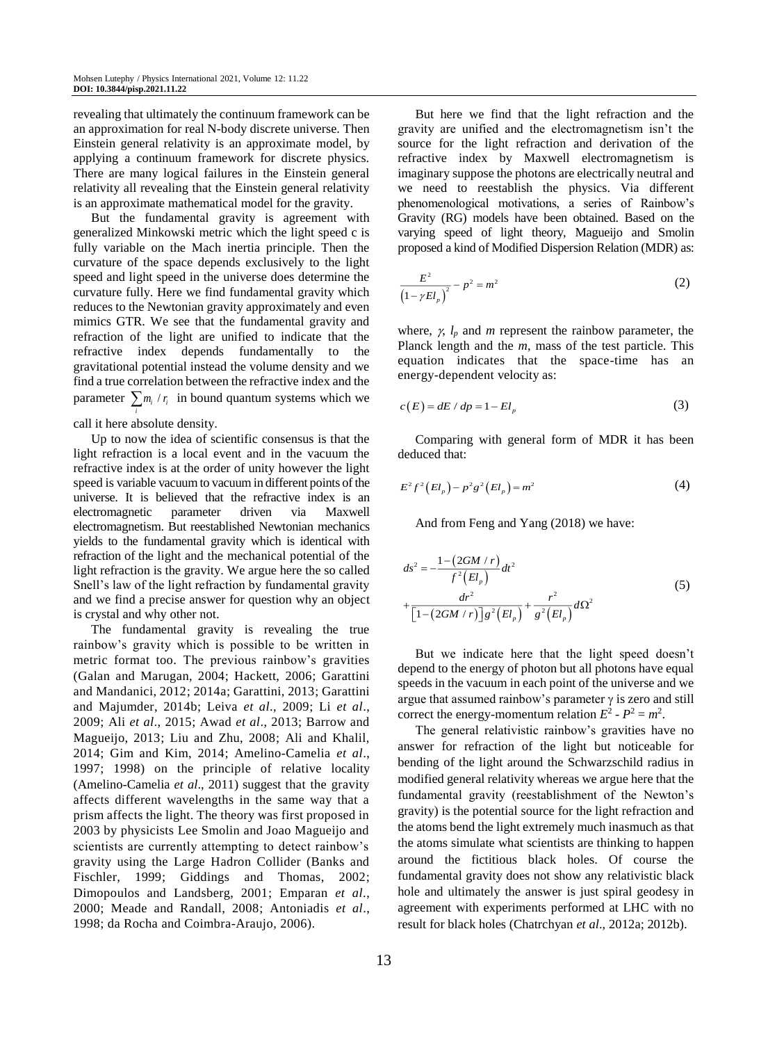revealing that ultimately the continuum framework can be an approximation for real N-body discrete universe. Then Einstein general relativity is an approximate model, by applying a continuum framework for discrete physics. There are many logical failures in the Einstein general relativity all revealing that the Einstein general relativity is an approximate mathematical model for the gravity.

But the fundamental gravity is agreement with generalized Minkowski metric which the light speed c is fully variable on the Mach inertia principle. Then the curvature of the space depends exclusively to the light speed and light speed in the universe does determine the curvature fully. Here we find fundamental gravity which reduces to the Newtonian gravity approximately and even mimics GTR. We see that the fundamental gravity and refraction of the light are unified to indicate that the refractive index depends fundamentally to the gravitational potential instead the volume density and we find a true correlation between the refractive index and the parameter $\sum_i m_i / r_i$ in bound quantum systems which we call it here absolute density.

Up to now the idea of scientific consensus is that the light refraction is a local event and in the vacuum the refractive index is at the order of unity however the light speed is variable vacuum to vacuum in different points of the universe. It is believed that the refractive index is an electromagnetic parameter driven via Maxwell electromagnetism. But reestablished Newtonian mechanics yields to the fundamental gravity which is identical with refraction of the light and the mechanical potential of the light refraction is the gravity. We argue here the so called Snell's law of the light refraction by fundamental gravity and we find a precise answer for question why an object is crystal and why other not.

The fundamental gravity is revealing the true rainbow's gravity which is possible to be written in metric format too. The previous rainbow's gravities (Galan and Marugan, 2004; Hackett, 2006; Garattini and Mandanici, 2012; 2014a; Garattini, 2013; Garattini and Majumder, 2014b; Leiva *et al*., 2009; Li *et al*., 2009; Ali *et al*., 2015; Awad *et al*., 2013; Barrow and Magueijo, 2013; Liu and Zhu, 2008; Ali and Khalil, 2014; Gim and Kim, 2014; Amelino-Camelia *et al*., 1997; 1998) on the principle of relative locality (Amelino-Camelia *et al*., 2011) suggest that the gravity affects different wavelengths in the same way that a prism affects the light. The theory was first proposed in 2003 by physicists Lee Smolin and Joao Magueijo and scientists are currently attempting to detect rainbow's gravity using the Large Hadron Collider (Banks and Fischler, 1999; Giddings and Thomas, 2002; Dimopoulos and Landsberg, 2001; Emparan *et al*., 2000; Meade and Randall, 2008; Antoniadis *et al*., 1998; da Rocha and Coimbra-Araujo, 2006).

But here we find that the light refraction and the gravity are unified and the electromagnetism isn't the source for the light refraction and derivation of the refractive index by Maxwell electromagnetism is imaginary suppose the photons are electrically neutral and we need to reestablish the physics. Via different phenomenological motivations, a series of Rainbow's Gravity (RG) models have been obtained. Based on the varying speed of light theory, Magueijo and Smolin proposed a kind of Modified Dispersion Relation (MDR) as:

$$\frac{E^2}{\left(1-\gamma E l_p\right)^2} - p^2 = m^2 \tag{2}$$

where, $\gamma$, $l_p$ and $m$ represent the rainbow parameter, the Planck length and the $m$, mass of the test particle. This equation indicates that the space-time has an energy-dependent velocity as:

$$c(E) = dE/dp = 1 - El_p \tag{3}$$

Comparing with general form of MDR it has been deduced that:

$$E^2 f^2\left(El_p\right) - p^2 g^2\left(El_p\right) = m^2 \tag{4}$$

And from Feng and Yang (2018) we have:

$$ds^2 = -\frac{1-(2GM/r)}{f^2\left(El_p\right)}dt^2 + \frac{dr^2}{\left[1-(2GM/r)\right]g^2\left(El_p\right)} + \frac{r^2}{g^2\left(El_p\right)}d\Omega^2 \tag{5}$$

But we indicate here that the light speed doesn't depend to the energy of photon but all photons have equal speeds in the vacuum in each point of the universe and we argue that assumed rainbow's parameter $\gamma$ is zero and still correct the energy-momentum relation $E^2 - P^2 = m^2$.

The general relativistic rainbow's gravities have no answer for refraction of the light but noticeable for bending of the light around the Schwarzschild radius in modified general relativity whereas we argue here that the fundamental gravity (reestablishment of the Newton's gravity) is the potential source for the light refraction and the atoms bend the light extremely much inasmuch as that the atoms simulate what scientists are thinking to happen around the fictitious black holes. Of course the fundamental gravity does not show any relativistic black hole and ultimately the answer is just spiral geodesy in agreement with experiments performed at LHC with no result for black holes (Chatrchyan *et al*., 2012a; 2012b).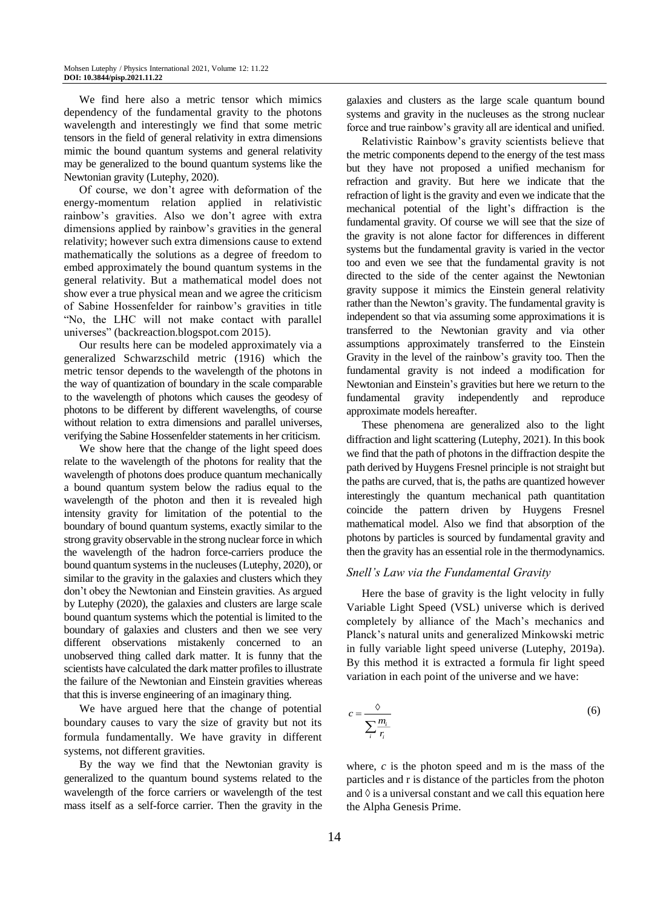We find here also a metric tensor which mimics dependency of the fundamental gravity to the photons wavelength and interestingly we find that some metric tensors in the field of general relativity in extra dimensions mimic the bound quantum systems and general relativity may be generalized to the bound quantum systems like the Newtonian gravity (Lutephy, 2020).

Of course, we don't agree with deformation of the energy-momentum relation applied in relativistic rainbow's gravities. Also we don't agree with extra dimensions applied by rainbow's gravities in the general relativity; however such extra dimensions cause to extend mathematically the solutions as a degree of freedom to embed approximately the bound quantum systems in the general relativity. But a mathematical model does not show ever a true physical mean and we agree the criticism of Sabine Hossenfelder for rainbow's gravities in title "No, the LHC will not make contact with parallel universes" (backreaction.blogspot.com 2015).

Our results here can be modeled approximately via a generalized Schwarzschild metric (1916) which the metric tensor depends to the wavelength of the photons in the way of quantization of boundary in the scale comparable to the wavelength of photons which causes the geodesy of photons to be different by different wavelengths, of course without relation to extra dimensions and parallel universes, verifying the Sabine Hossenfelder statements in her criticism.

We show here that the change of the light speed does relate to the wavelength of the photons for reality that the wavelength of photons does produce quantum mechanically a bound quantum system below the radius equal to the wavelength of the photon and then it is revealed high intensity gravity for limitation of the potential to the boundary of bound quantum systems, exactly similar to the strong gravity observable in the strong nuclear force in which the wavelength of the hadron force-carriers produce the bound quantum systems in the nucleuses (Lutephy, 2020), or similar to the gravity in the galaxies and clusters which they don't obey the Newtonian and Einstein gravities. As argued by Lutephy (2020), the galaxies and clusters are large scale bound quantum systems which the potential is limited to the boundary of galaxies and clusters and then we see very different observations mistakenly concerned to an unobserved thing called dark matter. It is funny that the scientists have calculated the dark matter profiles to illustrate the failure of the Newtonian and Einstein gravities whereas that this is inverse engineering of an imaginary thing.

We have argued here that the change of potential boundary causes to vary the size of gravity but not its formula fundamentally. We have gravity in different systems, not different gravities.

By the way we find that the Newtonian gravity is generalized to the quantum bound systems related to the wavelength of the force carriers or wavelength of the test mass itself as a self-force carrier. Then the gravity in the galaxies and clusters as the large scale quantum bound systems and gravity in the nucleuses as the strong nuclear force and true rainbow's gravity all are identical and unified.

Relativistic Rainbow's gravity scientists believe that the metric components depend to the energy of the test mass but they have not proposed a unified mechanism for refraction and gravity. But here we indicate that the refraction of light is the gravity and even we indicate that the mechanical potential of the light's diffraction is the fundamental gravity. Of course we will see that the size of the gravity is not alone factor for differences in different systems but the fundamental gravity is varied in the vector too and even we see that the fundamental gravity is not directed to the side of the center against the Newtonian gravity suppose it mimics the Einstein general relativity rather than the Newton's gravity. The fundamental gravity is independent so that via assuming some approximations it is transferred to the Newtonian gravity and via other assumptions approximately transferred to the Einstein Gravity in the level of the rainbow's gravity too. Then the fundamental gravity is not indeed a modification for Newtonian and Einstein's gravities but here we return to the fundamental gravity independently and reproduce approximate models hereafter.

These phenomena are generalized also to the light diffraction and light scattering (Lutephy, 2021). In this book we find that the path of photons in the diffraction despite the path derived by Huygens Fresnel principle is not straight but the paths are curved, that is, the paths are quantized however interestingly the quantum mechanical path quantitation coincide the pattern driven by Huygens Fresnel mathematical model. Also we find that absorption of the photons by particles is sourced by fundamental gravity and then the gravity has an essential role in the thermodynamics.

### *Snell's Law via the Fundamental Gravity*

Here the base of gravity is the light velocity in fully Variable Light Speed (VSL) universe which is derived completely by alliance of the Mach's mechanics and Planck's natural units and generalized Minkowski metric in fully variable light speed universe (Lutephy, 2019a). By this method it is extracted a formula fir light speed variation in each point of the universe and we have:

$$c = \frac{\Diamond}{\sum_i \frac{m_i}{r_i}} \tag{6}$$

where, $c$ is the photon speed and m is the mass of the particles and r is distance of the particles from the photon and $\Diamond$ is a universal constant and we call this equation here the Alpha Genesis Prime.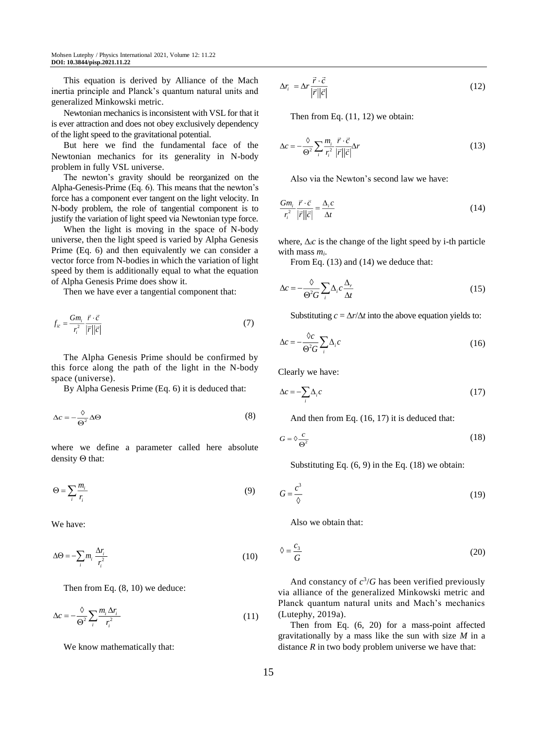This equation is derived by Alliance of the Mach inertia principle and Planck's quantum natural units and generalized Minkowski metric.

Newtonian mechanics is inconsistent with VSL for that it is ever attraction and does not obey exclusively dependency of the light speed to the gravitational potential.

But here we find the fundamental face of the Newtonian mechanics for its generality in N-body problem in fully VSL universe.

The newton's gravity should be reorganized on the Alpha-Genesis-Prime (Eq. 6). This means that the newton's force has a component ever tangent on the light velocity. In N-body problem, the role of tangential component is to justify the variation of light speed via Newtonian type force.

When the light is moving in the space of N-body universe, then the light speed is varied by Alpha Genesis Prime (Eq. 6) and then equivalently we can consider a vector force from N-bodies in which the variation of light speed by them is additionally equal to what the equation of Alpha Genesis Prime does show it.

Then we have ever a tangential component that:

$$f_{ic} = \frac{Gm_i}{r_i^2} \frac{\vec{r} \cdot \vec{c}}{|\vec{r}||\vec{c}|} \tag{7}$$

The Alpha Genesis Prime should be confirmed by this force along the path of the light in the N-body space (universe).

By Alpha Genesis Prime (Eq. 6) it is deduced that:

$$\Delta c = -\frac{\Diamond}{\Theta^2} \Delta\Theta \tag{8}$$

where we define a parameter called here absolute density $\Theta$ that:

$$\Theta = \sum_i \frac{m_i}{r_i} \tag{9}$$

We have:

$$\Delta\Theta = -\sum_i m_i \frac{\Delta r_i}{r_i^2} \tag{10}$$

Then from Eq. (8, 10) we deduce:

$$\Delta c = -\frac{\Diamond}{\Theta^2} \sum_i \frac{m_i \Delta r_i}{r_i^2} \tag{11}$$

We know mathematically that:

$$\Delta r_i = \Delta r \frac{\vec{r} \cdot \vec{c}}{|\vec{r}||\vec{c}|} \tag{12}$$

Then from Eq. (11, 12) we obtain:

$$\Delta c = -\frac{\Diamond}{\Theta^2} \sum_i \frac{m_i}{r_i^2} \frac{\vec{r} \cdot \vec{c}}{|\vec{r}||\vec{c}|} \Delta r \tag{13}$$

Also via the Newton's second law we have:

$$\frac{Gm_i}{r_i^2} \frac{\vec{r} \cdot \vec{c}}{|\vec{r}||\vec{c}|} = \frac{\Delta_i c}{\Delta t} \tag{14}$$

where, $\Delta_i c$ is the change of the light speed by i-th particle with mass $m_i$.

From Eq. (13) and (14) we deduce that:

$$\Delta c = -\frac{\Diamond}{\Theta^2 G} \sum_i \Delta_i c \frac{\Delta_r}{\Delta t} \tag{15}$$

Substituting $c = \Delta r/\Delta t$ into the above equation yields to:

$$\Delta c = -\frac{\Diamond c}{\Theta^2 G} \sum_i \Delta_i c \tag{16}$$

Clearly we have:

$$\Delta c = -\sum_i \Delta_i c \tag{17}$$

And then from Eq. (16, 17) it is deduced that:

$$G = \Diamond \frac{c}{\Theta^2} \tag{18}$$

Substituting Eq. (6, 9) in the Eq. (18) we obtain:

$$G = \frac{c^3}{\Diamond} \tag{19}$$

Also we obtain that:

$$\Diamond = \frac{c_3}{G} \tag{20}$$

And constancy of $c^3/G$ has been verified previously via alliance of the generalized Minkowski metric and Planck quantum natural units and Mach's mechanics (Lutephy, 2019a).

Then from Eq. (6, 20) for a mass-point affected gravitationally by a mass like the sun with size $M$ in a distance $R$ in two body problem universe we have that: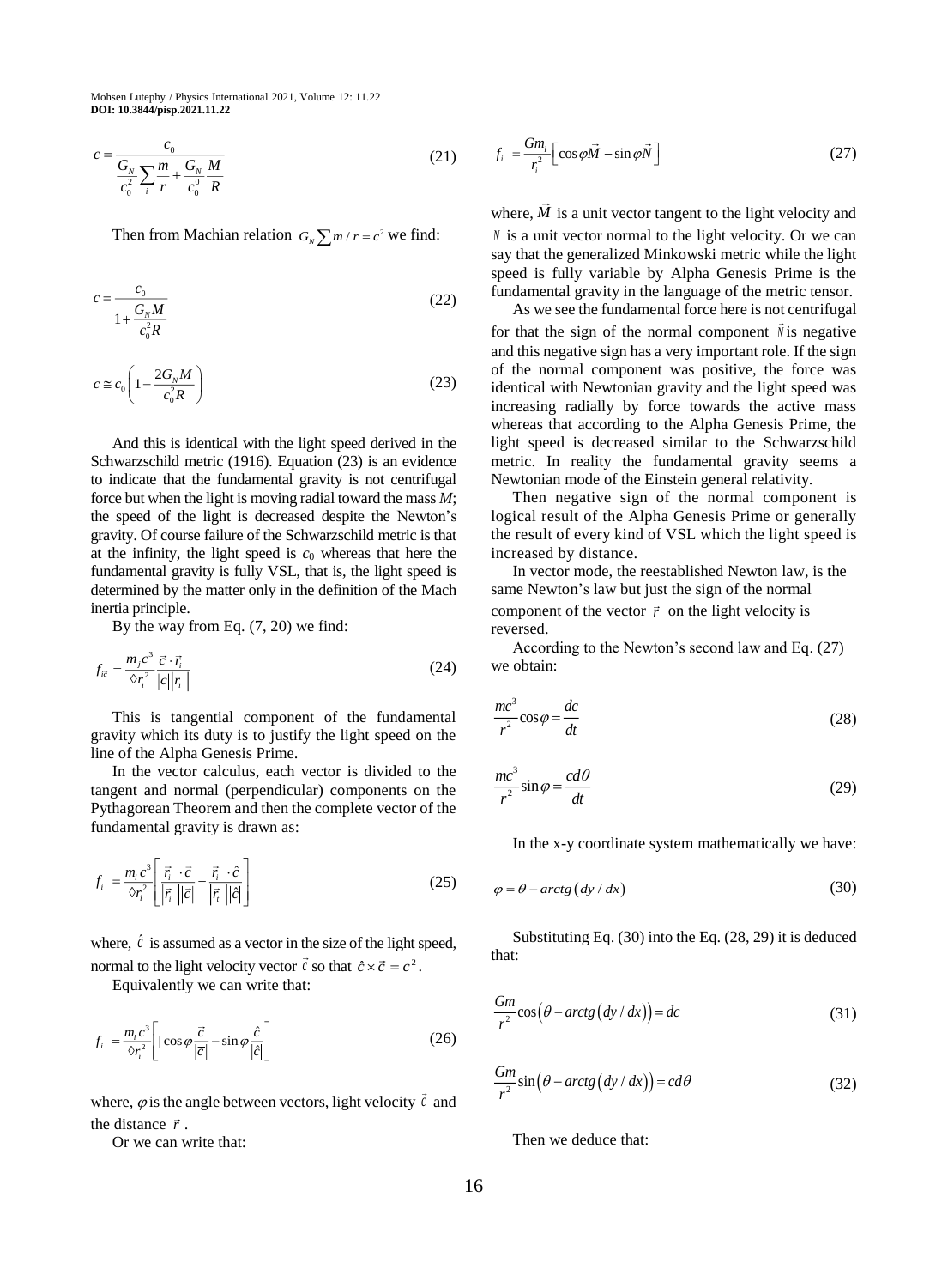$$c = \frac{c_0}{\frac{G_N}{c_0^2}\sum_i \frac{m}{r} + \frac{G_N}{c_0^0}\frac{M}{R}} \tag{21}$$

Then from Machian relation $G_N \sum m / r = c^2$ we find:

$$c = \frac{c_0}{1 + \frac{G_N M}{c_0^2 R}} \tag{22}$$

$$c \cong c_0\left(1 - \frac{2G_N M}{c_0^2 R}\right) \tag{23}$$

And this is identical with the light speed derived in the Schwarzschild metric (1916). Equation (23) is an evidence to indicate that the fundamental gravity is not centrifugal force but when the light is moving radial toward the mass $M$; the speed of the light is decreased despite the Newton's gravity. Of course failure of the Schwarzschild metric is that at the infinity, the light speed is $c_0$ whereas that here the fundamental gravity is fully VSL, that is, the light speed is determined by the matter only in the definition of the Mach inertia principle.

By the way from Eq. (7, 20) we find:

$$f_{i\vec{c}} = \frac{m_j c^3}{\lozenge r_i^2}\frac{\vec{c}\cdot\vec{r}_i}{|c||r_i|} \tag{24}$$

This is tangential component of the fundamental gravity which its duty is to justify the light speed on the line of the Alpha Genesis Prime.

In the vector calculus, each vector is divided to the tangent and normal (perpendicular) components on the Pythagorean Theorem and then the complete vector of the fundamental gravity is drawn as:

$$f_i = \frac{m_i c^3}{\lozenge r_i^2}\left[\frac{\vec{r}_i \cdot \vec{c}}{|\vec{r}_i||\vec{c}|} - \frac{\vec{r}_i \cdot \hat{c}}{|\vec{r}_i||\hat{c}|}\right] \tag{25}$$

where, $\hat{c}$ is assumed as a vector in the size of the light speed, normal to the light velocity vector $\vec{c}$ so that $\hat{c} \times \vec{c} = c^2$.

Equivalently we can write that:

$$f_i = \frac{m_i c^3}{\lozenge r_i^2}\left[|\cos\varphi \frac{\vec{c}}{|\vec{c}|} - \sin\varphi \frac{\hat{c}}{|\hat{c}|}\right] \tag{26}$$

where, $\varphi$ is the angle between vectors, light velocity $\vec{c}$ and the distance $\vec{r}$.

Or we can write that:

$$f_i = \frac{Gm_i}{r_i^2}\left[\cos\varphi \vec{M} - \sin\varphi \vec{N}\right] \tag{27}$$

where, $\vec{M}$ is a unit vector tangent to the light velocity and $\vec{N}$ is a unit vector normal to the light velocity. Or we can say that the generalized Minkowski metric while the light speed is fully variable by Alpha Genesis Prime is the fundamental gravity in the language of the metric tensor.

As we see the fundamental force here is not centrifugal for that the sign of the normal component $\vec{N}$ is negative and this negative sign has a very important role. If the sign of the normal component was positive, the force was identical with Newtonian gravity and the light speed was increasing radially by force towards the active mass whereas that according to the Alpha Genesis Prime, the light speed is decreased similar to the Schwarzschild metric. In reality the fundamental gravity seems a Newtonian mode of the Einstein general relativity.

Then negative sign of the normal component is logical result of the Alpha Genesis Prime or generally the result of every kind of VSL which the light speed is increased by distance.

In vector mode, the reestablished Newton law, is the same Newton's law but just the sign of the normal component of the vector $\vec{r}$ on the light velocity is reversed.

According to the Newton's second law and Eq. (27) we obtain:

$$\frac{mc^3}{r^2}\cos\varphi = \frac{dc}{dt} \tag{28}$$

$$\frac{mc^3}{r^2}\sin\varphi = \frac{cd\theta}{dt} \tag{29}$$

In the x-y coordinate system mathematically we have:

$$\varphi = \theta - arctg\left(dy / dx\right) \tag{30}$$

Substituting Eq. (30) into the Eq. (28, 29) it is deduced that:

$$\frac{Gm}{r^2}\cos\left(\theta - arctg\left(dy / dx\right)\right) = dc \tag{31}$$

$$\frac{Gm}{r^2}\sin\left(\theta - arctg\left(dy / dx\right)\right) = cd\theta \tag{32}$$

Then we deduce that: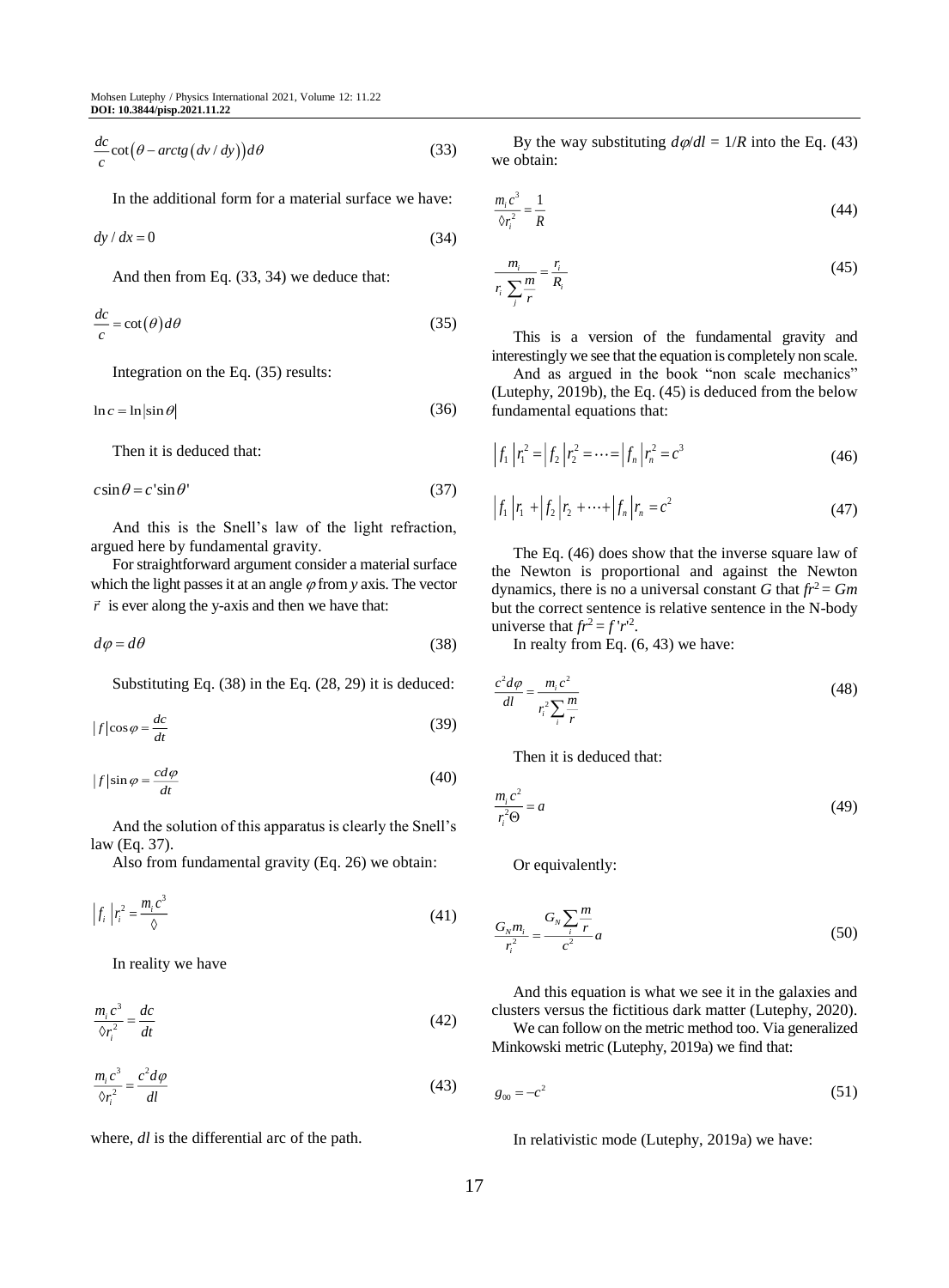$$\frac{dc}{c}\cot\left(\theta - arctg\left(dv/dy\right)\right)d\theta \tag{33}$$

In the additional form for a material surface we have:

$$dy/dx = 0 \tag{34}$$

And then from Eq. (33, 34) we deduce that:

$$\frac{dc}{c} = \cot\left(\theta\right)d\theta \tag{35}$$

Integration on the Eq. (35) results:

$$\ln c = \ln\left|\sin\theta\right| \tag{36}$$

Then it is deduced that:

$$c\sin\theta = c'\sin\theta' \tag{37}$$

And this is the Snell's law of the light refraction, argued here by fundamental gravity.

For straightforward argument consider a material surface which the light passes it at an angle $\varphi$ from $y$ axis. The vector $\vec{r}$ is ever along the y-axis and then we have that:

$$d\varphi = d\theta \tag{38}$$

Substituting Eq. (38) in the Eq. (28, 29) it is deduced:

$$|f|\cos\varphi = \frac{dc}{dt} \tag{39}$$

$$|f|\sin\varphi = \frac{cd\varphi}{dt} \tag{40}$$

And the solution of this apparatus is clearly the Snell's law (Eq. 37).

Also from fundamental gravity (Eq. 26) we obtain:

$$\left|f_i\right|r_i^2 = \frac{m_i c^3}{\Diamond} \tag{41}$$

In reality we have

$$\frac{m_i c^3}{\Diamond r_i^2} = \frac{dc}{dt} \tag{42}$$

$$\frac{m_i c^3}{\Diamond r_i^2} = \frac{c^2 d\varphi}{dl} \tag{43}$$

where, $dl$ is the differential arc of the path.

By the way substituting $d\varphi/dl = 1/R$ into the Eq. (43) we obtain:

$$\frac{m_i c^3}{\Diamond r_i^2} = \frac{1}{R} \tag{44}$$

$$\frac{m_i}{r_i \sum_j \frac{m}{r}} = \frac{r_i}{R_i} \tag{45}$$

This is a version of the fundamental gravity and interestingly we see that the equation is completely non scale.

And as argued in the book "non scale mechanics" (Lutephy, 2019b), the Eq. (45) is deduced from the below fundamental equations that:

$$\left|f_1\right|r_1^2 = \left|f_2\right|r_2^2 = \cdots = \left|f_n\right|r_n^2 = c^3 \tag{46}$$

$$\left|f_1\right|r_1 + \left|f_2\right|r_2 + \cdots + \left|f_n\right|r_n = c^2 \tag{47}$$

The Eq. (46) does show that the inverse square law of the Newton is proportional and against the Newton dynamics, there is no a universal constant $G$ that $fr^2 = Gm$ but the correct sentence is relative sentence in the N-body universe that $fr^2 = f'r'^2$.

In realty from Eq. (6, 43) we have:

$$\frac{c^2 d\varphi}{dl} = \frac{m_i c^2}{r_i^2 \sum_i \frac{m}{r}} \tag{48}$$

Then it is deduced that:

$$\frac{m_i c^2}{r_i^2 \Theta} = a \tag{49}$$

Or equivalently:

$$\frac{G_N m_i}{r_i^2} = \frac{G_N \sum_i \frac{m}{r}}{c^2} a \tag{50}$$

And this equation is what we see it in the galaxies and clusters versus the fictitious dark matter (Lutephy, 2020).

We can follow on the metric method too. Via generalized Minkowski metric (Lutephy, 2019a) we find that:

$$g_{00} = -c^2 \tag{51}$$

In relativistic mode (Lutephy, 2019a) we have: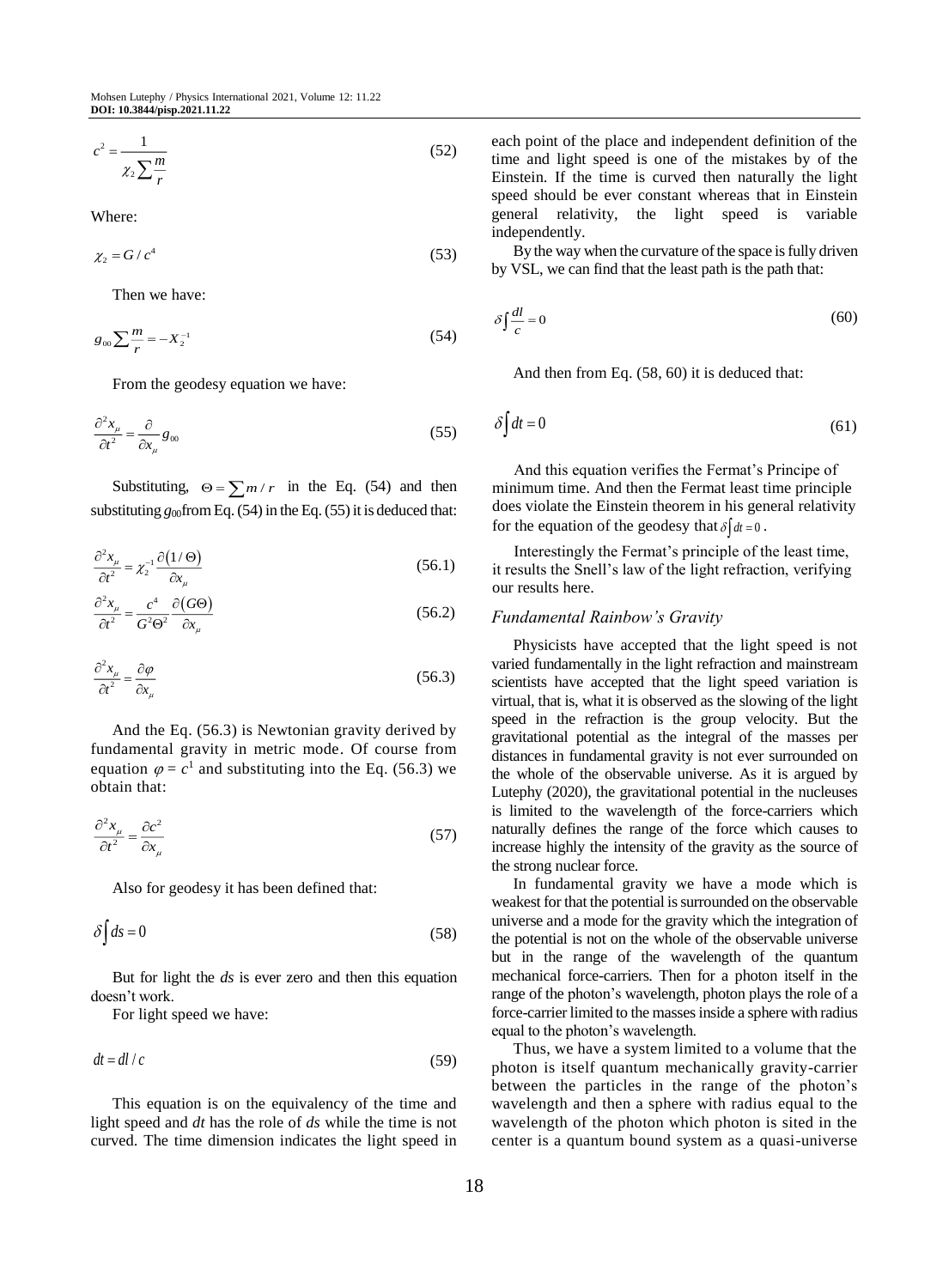$$c^2 = \frac{1}{\chi_2 \sum \frac{m}{r}} \tag{52}$$

Where:

$$\chi_2 = G / c^4 \tag{53}$$

Then we have:

$$g_{00} \sum \frac{m}{r} = -X_2^{-1} \tag{54}$$

From the geodesy equation we have:

$$\frac{\partial^2 x_\mu}{\partial t^2} = \frac{\partial}{\partial x_\mu} g_{00} \tag{55}$$

Substituting, $\Theta = \sum m / r$ in the Eq. (54) and then substituting $g_{00}$ from Eq. (54) in the Eq. (55) it is deduced that:

$$\frac{\partial^2 x_\mu}{\partial t^2} = \chi_2^{-1} \frac{\partial (1/\Theta)}{\partial x_\mu} \tag{56.1}$$

$$\frac{\partial^2 x_\mu}{\partial t^2} = \frac{c^4}{G^2 \Theta^2} \frac{\partial (G\Theta)}{\partial x_\mu} \tag{56.2}$$

$$\frac{\partial^2 x_\mu}{\partial t^2} = \frac{\partial \varphi}{\partial x_\mu} \tag{56.3}$$

And the Eq. (56.3) is Newtonian gravity derived by fundamental gravity in metric mode. Of course from equation $\varphi = c^1$ and substituting into the Eq. (56.3) we obtain that:

$$\frac{\partial^2 x_\mu}{\partial t^2} = \frac{\partial c^2}{\partial x_\mu} \tag{57}$$

Also for geodesy it has been defined that:

$$\delta \int ds = 0 \tag{58}$$

But for light the $ds$ is ever zero and then this equation doesn't work.

For light speed we have:

$$dt = dl / c \tag{59}$$

This equation is on the equivalency of the time and light speed and $dt$ has the role of $ds$ while the time is not curved. The time dimension indicates the light speed in each point of the place and independent definition of the time and light speed is one of the mistakes by of the Einstein. If the time is curved then naturally the light speed should be ever constant whereas that in Einstein general relativity, the light speed is variable independently.

By the way when the curvature of the space is fully driven by VSL, we can find that the least path is the path that:

$$\delta \int \frac{dl}{c} = 0 \tag{60}$$

And then from Eq. (58, 60) it is deduced that:

$$\delta \int dt = 0 \tag{61}$$

And this equation verifies the Fermat's Principe of minimum time. And then the Fermat least time principle does violate the Einstein theorem in his general relativity for the equation of the geodesy that $\delta \int dt = 0$.

Interestingly the Fermat's principle of the least time, it results the Snell's law of the light refraction, verifying our results here.

### *Fundamental Rainbow's Gravity*

Physicists have accepted that the light speed is not varied fundamentally in the light refraction and mainstream scientists have accepted that the light speed variation is virtual, that is, what it is observed as the slowing of the light speed in the refraction is the group velocity. But the gravitational potential as the integral of the masses per distances in fundamental gravity is not ever surrounded on the whole of the observable universe. As it is argued by Lutephy (2020), the gravitational potential in the nucleuses is limited to the wavelength of the force-carriers which naturally defines the range of the force which causes to increase highly the intensity of the gravity as the source of the strong nuclear force.

In fundamental gravity we have a mode which is weakest for that the potential is surrounded on the observable universe and a mode for the gravity which the integration of the potential is not on the whole of the observable universe but in the range of the wavelength of the quantum mechanical force-carriers. Then for a photon itself in the range of the photon's wavelength, photon plays the role of a force-carrier limited to the masses inside a sphere with radius equal to the photon's wavelength.

Thus, we have a system limited to a volume that the photon is itself quantum mechanically gravity-carrier between the particles in the range of the photon's wavelength and then a sphere with radius equal to the wavelength of the photon which photon is sited in the center is a quantum bound system as a quasi-universe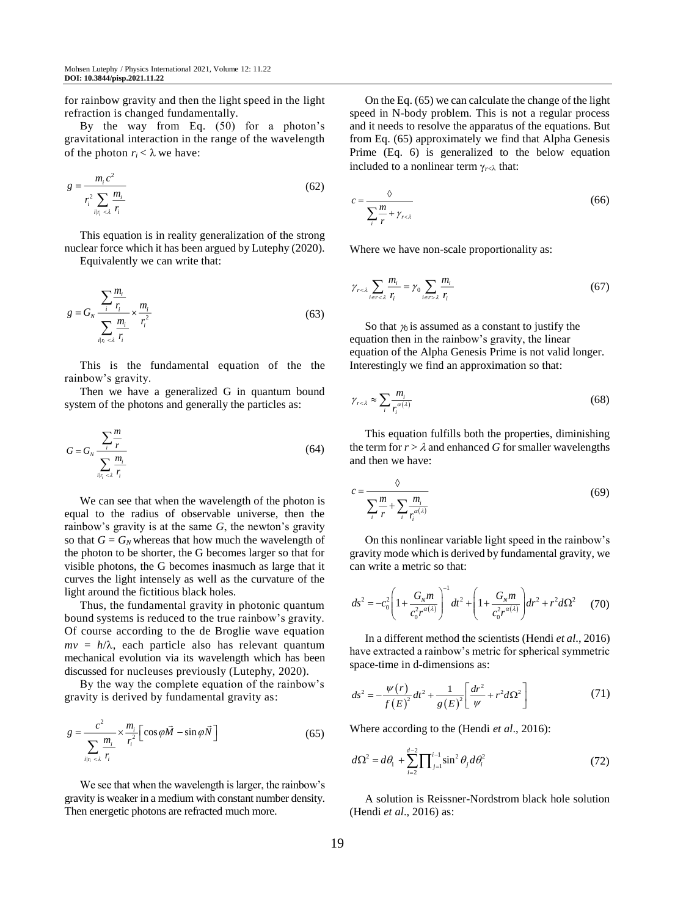for rainbow gravity and then the light speed in the light refraction is changed fundamentally.

By the way from Eq. (50) for a photon's gravitational interaction in the range of the wavelength of the photon $r_i < \lambda$ we have:

$$g = \frac{m_i c^2}{r_i^2 \sum\limits_{i|r_i<\lambda} \frac{m_i}{r_i}} \tag{62}$$

This equation is in reality generalization of the strong nuclear force which it has been argued by Lutephy (2020).

Equivalently we can write that:

$$g = G_N \frac{\sum\limits_i \frac{m_i}{r_i}}{\sum\limits_{i|r_i<\lambda} \frac{m_i}{r_i}} \times \frac{m_i}{r_i^2} \tag{63}$$

This is the fundamental equation of the the rainbow's gravity.

Then we have a generalized G in quantum bound system of the photons and generally the particles as:

$$G = G_N \frac{\sum\limits_i \frac{m}{r}}{\sum\limits_{i|r_i<\lambda} \frac{m_i}{r_i}} \tag{64}$$

We can see that when the wavelength of the photon is equal to the radius of observable universe, then the rainbow's gravity is at the same $G$, the newton's gravity so that $G = G_N$ whereas that how much the wavelength of the photon to be shorter, the G becomes larger so that for visible photons, the G becomes inasmuch as large that it curves the light intensely as well as the curvature of the light around the fictitious black holes.

Thus, the fundamental gravity in photonic quantum bound systems is reduced to the true rainbow's gravity. Of course according to the de Broglie wave equation $mv = h/\lambda$, each particle also has relevant quantum mechanical evolution via its wavelength which has been discussed for nucleuses previously (Lutephy, 2020).

By the way the complete equation of the rainbow's gravity is derived by fundamental gravity as:

$$g = \frac{c^2}{\sum\limits_{i|r_i<\lambda} \frac{m_i}{r_i}} \times \frac{m_i}{r_i^2}\left[\cos\varphi\vec{M} - \sin\varphi\vec{N}\right] \tag{65}$$

We see that when the wavelength is larger, the rainbow's gravity is weaker in a medium with constant number density. Then energetic photons are refracted much more.

On the Eq. (65) we can calculate the change of the light speed in N-body problem. This is not a regular process and it needs to resolve the apparatus of the equations. But from Eq. (65) approximately we find that Alpha Genesis Prime (Eq. 6) is generalized to the below equation included to a nonlinear term $\gamma_{r<\lambda}$ that:

$$c = \frac{\Diamond}{\sum\limits_i \frac{m}{r} + \gamma_{r<\lambda}} \tag{66}$$

Where we have non-scale proportionality as:

$$\gamma_{r<\lambda} \sum_{i\in r<\lambda} \frac{m_i}{r_i} = \gamma_0 \sum_{i\in r>\lambda} \frac{m_i}{r_i} \tag{67}$$

So that $\gamma_0$ is assumed as a constant to justify the equation then in the rainbow's gravity, the linear equation of the Alpha Genesis Prime is not valid longer. Interestingly we find an approximation so that:

$$\gamma_{r<\lambda} \approx \sum_i \frac{m_i}{r_i^{\alpha(\lambda)}} \tag{68}$$

This equation fulfills both the properties, diminishing the term for $r > \lambda$ and enhanced $G$ for smaller wavelengths and then we have:

$$c = \frac{\Diamond}{\sum\limits_i \frac{m}{r} + \sum\limits_i \frac{m_i}{r_i^{\alpha(\lambda)}}} \tag{69}$$

On this nonlinear variable light speed in the rainbow's gravity mode which is derived by fundamental gravity, we can write a metric so that:

$$ds^2 = -c_0^2\left(1 + \frac{G_N m}{c_0^2 r^{\alpha(\lambda)}}\right)^{-1} dt^2 + \left(1 + \frac{G_N m}{c_0^2 r^{\alpha(\lambda)}}\right) dr^2 + r^2 d\Omega^2 \tag{70}$$

In a different method the scientists (Hendi *et al*., 2016) have extracted a rainbow's metric for spherical symmetric space-time in d-dimensions as:

$$ds^2 = -\frac{\psi(r)}{f(E)^2} dt^2 + \frac{1}{g(E)^2}\left[\frac{dr^2}{\psi} + r^2 d\Omega^2\right] \tag{71}$$

Where according to the (Hendi *et al*., 2016):

$$d\Omega^2 = d\theta_1 + \sum_{i=2}^{d-2} \prod\nolimits_{j=1}^{i-1} \sin^2\theta_j d\theta_i^2 \tag{72}$$

A solution is Reissner-Nordstrom black hole solution (Hendi *et al*., 2016) as: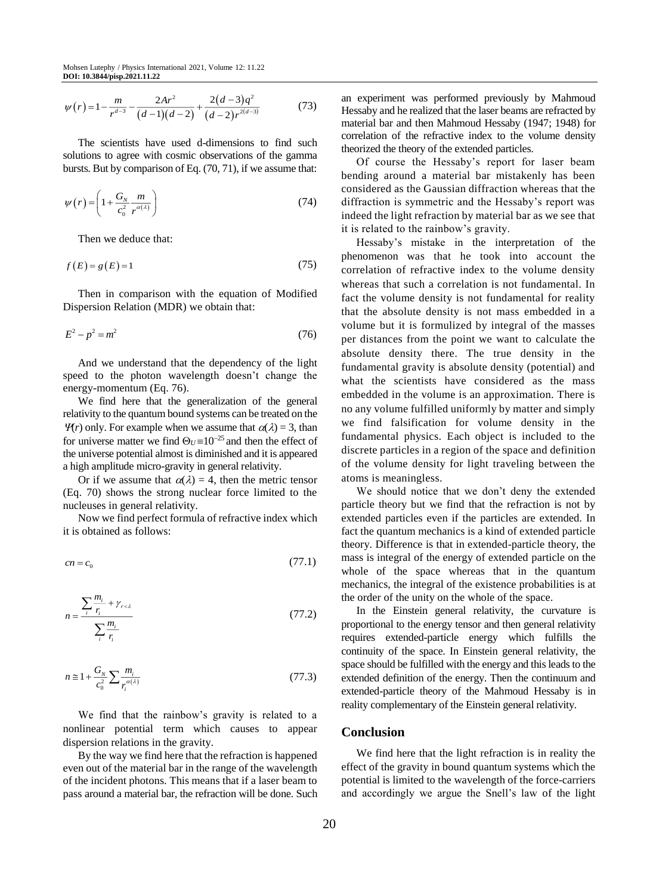$$\psi(r) = 1 - \frac{m}{r^{d-3}} - \frac{2Ar^2}{(d-1)(d-2)} + \frac{2(d-3)q^2}{(d-2)r^{2(d-3)}} \tag{73}$$

The scientists have used d-dimensions to find such solutions to agree with cosmic observations of the gamma bursts. But by comparison of Eq. (70, 71), if we assume that:

$$\psi(r) = \left(1 + \frac{G_N}{c_0^2}\frac{m}{r^{\alpha(\lambda)}}\right) \tag{74}$$

Then we deduce that:

$$f(E) = g(E) = 1 \tag{75}$$

Then in comparison with the equation of Modified Dispersion Relation (MDR) we obtain that:

$$E^2 - p^2 = m^2 \tag{76}$$

And we understand that the dependency of the light speed to the photon wavelength doesn't change the energy-momentum (Eq. 76).

We find here that the generalization of the general relativity to the quantum bound systems can be treated on the $\Psi(r)$ only. For example when we assume that $\alpha(\lambda) = 3$, than for universe matter we find $\Theta_U \cong 10^{-25}$ and then the effect of the universe potential almost is diminished and it is appeared a high amplitude micro-gravity in general relativity.

Or if we assume that $\alpha(\lambda) = 4$, then the metric tensor (Eq. 70) shows the strong nuclear force limited to the nucleuses in general relativity.

Now we find perfect formula of refractive index which it is obtained as follows:

$$cn = c_0 \tag{77.1}$$

$$n = \frac{\sum_i \frac{m_i}{r_i} + \gamma_{r<\lambda}}{\sum_i \frac{m_i}{r_i}} \tag{77.2}$$

$$n \cong 1 + \frac{G_N}{c_0^2}\sum \frac{m_i}{r_i^{\alpha(\lambda)}} \tag{77.3}$$

We find that the rainbow's gravity is related to a nonlinear potential term which causes to appear dispersion relations in the gravity.

By the way we find here that the refraction is happened even out of the material bar in the range of the wavelength of the incident photons. This means that if a laser beam to pass around a material bar, the refraction will be done. Such an experiment was performed previously by Mahmoud Hessaby and he realized that the laser beams are refracted by material bar and then Mahmoud Hessaby (1947; 1948) for correlation of the refractive index to the volume density theorized the theory of the extended particles.

Of course the Hessaby's report for laser beam bending around a material bar mistakenly has been considered as the Gaussian diffraction whereas that the diffraction is symmetric and the Hessaby's report was indeed the light refraction by material bar as we see that it is related to the rainbow's gravity.

Hessaby's mistake in the interpretation of the phenomenon was that he took into account the correlation of refractive index to the volume density whereas that such a correlation is not fundamental. In fact the volume density is not fundamental for reality that the absolute density is not mass embedded in a volume but it is formulized by integral of the masses per distances from the point we want to calculate the absolute density there. The true density in the fundamental gravity is absolute density (potential) and what the scientists have considered as the mass embedded in the volume is an approximation. There is no any volume fulfilled uniformly by matter and simply we find falsification for volume density in the fundamental physics. Each object is included to the discrete particles in a region of the space and definition of the volume density for light traveling between the atoms is meaningless.

We should notice that we don't deny the extended particle theory but we find that the refraction is not by extended particles even if the particles are extended. In fact the quantum mechanics is a kind of extended particle theory. Difference is that in extended-particle theory, the mass is integral of the energy of extended particle on the whole of the space whereas that in the quantum mechanics, the integral of the existence probabilities is at the order of the unity on the whole of the space.

In the Einstein general relativity, the curvature is proportional to the energy tensor and then general relativity requires extended-particle energy which fulfills the continuity of the space. In Einstein general relativity, the space should be fulfilled with the energy and this leads to the extended definition of the energy. Then the continuum and extended-particle theory of the Mahmoud Hessaby is in reality complementary of the Einstein general relativity.

## Conclusion

We find here that the light refraction is in reality the effect of the gravity in bound quantum systems which the potential is limited to the wavelength of the force-carriers and accordingly we argue the Snell's law of the light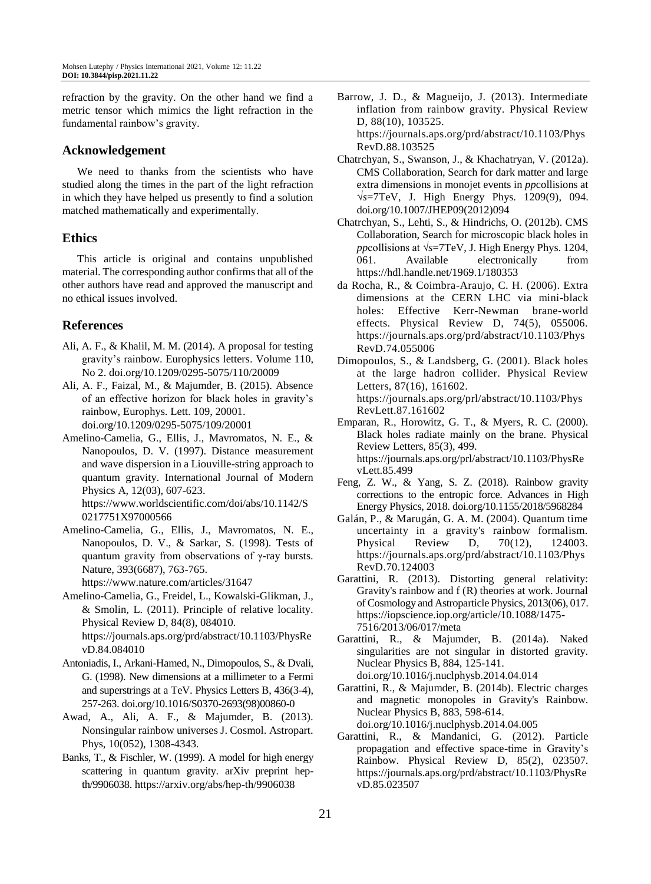refraction by the gravity. On the other hand we find a metric tensor which mimics the light refraction in the fundamental rainbow's gravity.

## Acknowledgement

We need to thanks from the scientists who have studied along the times in the part of the light refraction in which they have helped us presently to find a solution matched mathematically and experimentally.

## Ethics

This article is original and contains unpublished material. The corresponding author confirms that all of the other authors have read and approved the manuscript and no ethical issues involved.

## References

Ali, A. F., & Khalil, M. M. (2014). A proposal for testing gravity's rainbow. Europhysics letters. Volume 110, No 2. doi.org/10.1209/0295-5075/110/20009

Ali, A. F., Faizal, M., & Majumder, B. (2015). Absence of an effective horizon for black holes in gravity's rainbow, Europhys. Lett. 109, 20001. doi.org/10.1209/0295-5075/109/20001

Amelino-Camelia, G., Ellis, J., Mavromatos, N. E., & Nanopoulos, D. V. (1997). Distance measurement and wave dispersion in a Liouville-string approach to quantum gravity. International Journal of Modern Physics A, 12(03), 607-623. https://www.worldscientific.com/doi/abs/10.1142/S0217751X97000566

Amelino-Camelia, G., Ellis, J., Mavromatos, N. E., Nanopoulos, D. V., & Sarkar, S. (1998). Tests of quantum gravity from observations of γ-ray bursts. Nature, 393(6687), 763-765. https://www.nature.com/articles/31647

Amelino-Camelia, G., Freidel, L., Kowalski-Glikman, J., & Smolin, L. (2011). Principle of relative locality. Physical Review D, 84(8), 084010. https://journals.aps.org/prd/abstract/10.1103/PhysRevD.84.084010

Antoniadis, I., Arkani-Hamed, N., Dimopoulos, S., & Dvali, G. (1998). New dimensions at a millimeter to a Fermi and superstrings at a TeV. Physics Letters B, 436(3-4), 257-263. doi.org/10.1016/S0370-2693(98)00860-0

Awad, A., Ali, A. F., & Majumder, B. (2013). Nonsingular rainbow universes J. Cosmol. Astropart. Phys, 10(052), 1308-4343.

Banks, T., & Fischler, W. (1999). A model for high energy scattering in quantum gravity. arXiv preprint hep-th/9906038. https://arxiv.org/abs/hep-th/9906038

Barrow, J. D., & Magueijo, J. (2013). Intermediate inflation from rainbow gravity. Physical Review D, 88(10), 103525. https://journals.aps.org/prd/abstract/10.1103/PhysRevD.88.103525

Chatrchyan, S., Swanson, J., & Khachatryan, V. (2012a). CMS Collaboration, Search for dark matter and large extra dimensions in monojet events in *pp*collisions at $\sqrt{s}$=7TeV, J. High Energy Phys. 1209(9), 094. doi.org/10.1007/JHEP09(2012)094

Chatrchyan, S., Lehti, S., & Hindrichs, O. (2012b). CMS Collaboration, Search for microscopic black holes in *pp*collisions at $\sqrt{s}$=7TeV, J. High Energy Phys. 1204, 061. Available electronically from https://hdl.handle.net/1969.1/180353

da Rocha, R., & Coimbra-Araujo, C. H. (2006). Extra dimensions at the CERN LHC via mini-black holes: Effective Kerr-Newman brane-world effects. Physical Review D, 74(5), 055006. https://journals.aps.org/prd/abstract/10.1103/PhysRevD.74.055006

Dimopoulos, S., & Landsberg, G. (2001). Black holes at the large hadron collider. Physical Review Letters, 87(16), 161602. https://journals.aps.org/prl/abstract/10.1103/PhysRevLett.87.161602

Emparan, R., Horowitz, G. T., & Myers, R. C. (2000). Black holes radiate mainly on the brane. Physical Review Letters, 85(3), 499. https://journals.aps.org/prl/abstract/10.1103/PhysRevLett.85.499

Feng, Z. W., & Yang, S. Z. (2018). Rainbow gravity corrections to the entropic force. Advances in High Energy Physics, 2018. doi.org/10.1155/2018/5968284

Galán, P., & Marugán, G. A. M. (2004). Quantum time uncertainty in a gravity's rainbow formalism. Physical Review D, 70(12), 124003. https://journals.aps.org/prd/abstract/10.1103/PhysRevD.70.124003

Garattini, R. (2013). Distorting general relativity: Gravity's rainbow and f (R) theories at work. Journal of Cosmology and Astroparticle Physics, 2013(06), 017. https://iopscience.iop.org/article/10.1088/1475-7516/2013/06/017/meta

Garattini, R., & Majumder, B. (2014a). Naked singularities are not singular in distorted gravity. Nuclear Physics B, 884, 125-141. doi.org/10.1016/j.nuclphysb.2014.04.014

Garattini, R., & Majumder, B. (2014b). Electric charges and magnetic monopoles in Gravity's Rainbow. Nuclear Physics B, 883, 598-614. doi.org/10.1016/j.nuclphysb.2014.04.005

Garattini, R., & Mandanici, G. (2012). Particle propagation and effective space-time in Gravity's Rainbow. Physical Review D, 85(2), 023507. https://journals.aps.org/prd/abstract/10.1103/PhysRevD.85.023507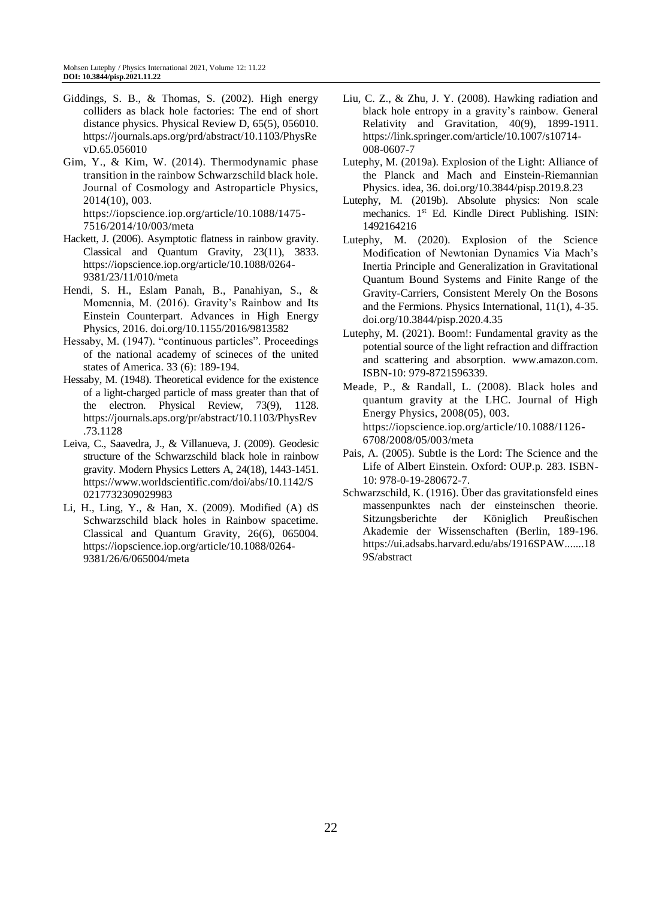Giddings, S. B., & Thomas, S. (2002). High energy colliders as black hole factories: The end of short distance physics. Physical Review D, 65(5), 056010. https://journals.aps.org/prd/abstract/10.1103/PhysRevD.65.056010

Gim, Y., & Kim, W. (2014). Thermodynamic phase transition in the rainbow Schwarzschild black hole. Journal of Cosmology and Astroparticle Physics, 2014(10), 003. https://iopscience.iop.org/article/10.1088/1475-7516/2014/10/003/meta

Hackett, J. (2006). Asymptotic flatness in rainbow gravity. Classical and Quantum Gravity, 23(11), 3833. https://iopscience.iop.org/article/10.1088/0264-9381/23/11/010/meta

Hendi, S. H., Eslam Panah, B., Panahiyan, S., & Momennia, M. (2016). Gravity's Rainbow and Its Einstein Counterpart. Advances in High Energy Physics, 2016. doi.org/10.1155/2016/9813582

Hessaby, M. (1947). "continuous particles". Proceedings of the national academy of scineces of the united states of America. 33 (6): 189-194.

Hessaby, M. (1948). Theoretical evidence for the existence of a light-charged particle of mass greater than that of the electron. Physical Review, 73(9), 1128. https://journals.aps.org/pr/abstract/10.1103/PhysRev.73.1128

Leiva, C., Saavedra, J., & Villanueva, J. (2009). Geodesic structure of the Schwarzschild black hole in rainbow gravity. Modern Physics Letters A, 24(18), 1443-1451. https://www.worldscientific.com/doi/abs/10.1142/S0217732309029983

Li, H., Ling, Y., & Han, X. (2009). Modified (A) dS Schwarzschild black holes in Rainbow spacetime. Classical and Quantum Gravity, 26(6), 065004. https://iopscience.iop.org/article/10.1088/0264-9381/26/6/065004/meta

Liu, C. Z., & Zhu, J. Y. (2008). Hawking radiation and black hole entropy in a gravity's rainbow. General Relativity and Gravitation, 40(9), 1899-1911. https://link.springer.com/article/10.1007/s10714-008-0607-7

Lutephy, M. (2019a). Explosion of the Light: Alliance of the Planck and Mach and Einstein-Riemannian Physics. idea, 36. doi.org/10.3844/pisp.2019.8.23

Lutephy, M. (2019b). Absolute physics: Non scale mechanics. 1st Ed. Kindle Direct Publishing. ISIN: 1492164216

Lutephy, M. (2020). Explosion of the Science Modification of Newtonian Dynamics Via Mach's Inertia Principle and Generalization in Gravitational Quantum Bound Systems and Finite Range of the Gravity-Carriers, Consistent Merely On the Bosons and the Fermions. Physics International, 11(1), 4-35. doi.org/10.3844/pisp.2020.4.35

Lutephy, M. (2021). Boom!: Fundamental gravity as the potential source of the light refraction and diffraction and scattering and absorption. www.amazon.com. ISBN-10: 979-8721596339.

Meade, P., & Randall, L. (2008). Black holes and quantum gravity at the LHC. Journal of High Energy Physics, 2008(05), 003. https://iopscience.iop.org/article/10.1088/1126-6708/2008/05/003/meta

Pais, A. (2005). Subtle is the Lord: The Science and the Life of Albert Einstein. Oxford: OUP.p. 283. ISBN-10: 978-0-19-280672-7.

Schwarzschild, K. (1916). Über das gravitationsfeld eines massenpunktes nach der einsteinschen theorie. Sitzungsberichte der Königlich Preußischen Akademie der Wissenschaften (Berlin, 189-196. https://ui.adsabs.harvard.edu/abs/1916SPAW.......189S/abstract